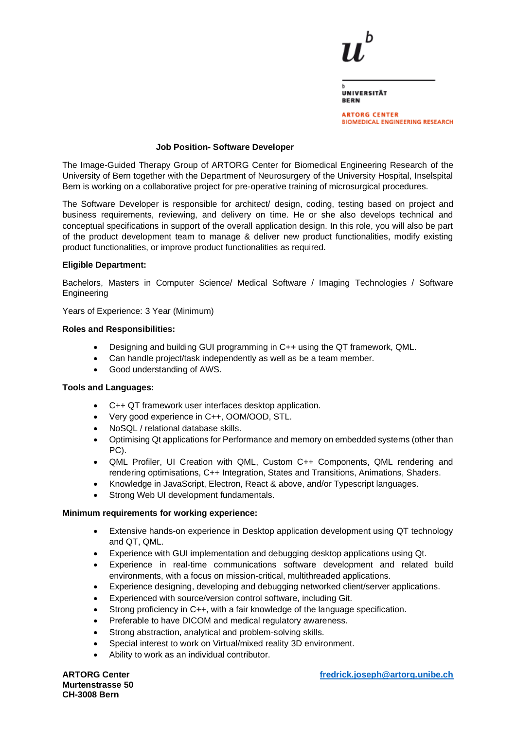UNIVERSITÄT BERN

ARTORG CENTER
BIOMEDICAL ENGINEERING RESEARCH

**Job Position- Software Developer**

The Image-Guided Therapy Group of ARTORG Center for Biomedical Engineering Research of the University of Bern together with the Department of Neurosurgery of the University Hospital, Inselspital Bern is working on a collaborative project for pre-operative training of microsurgical procedures.

The Software Developer is responsible for architect/ design, coding, testing based on project and business requirements, reviewing, and delivery on time. He or she also develops technical and conceptual specifications in support of the overall application design. In this role, you will also be part of the product development team to manage & deliver new product functionalities, modify existing product functionalities, or improve product functionalities as required.

**Eligible Department:**

Bachelors, Masters in Computer Science/ Medical Software / Imaging Technologies / Software Engineering

Years of Experience: 3 Year (Minimum)

**Roles and Responsibilities:**

- Designing and building GUI programming in C++ using the QT framework, QML.
- Can handle project/task independently as well as be a team member.
- Good understanding of AWS.

**Tools and Languages:**

- C++ QT framework user interfaces desktop application.
- Very good experience in C++, OOM/OOD, STL.
- NoSQL / relational database skills.
- Optimising Qt applications for Performance and memory on embedded systems (other than PC).
- QML Profiler, UI Creation with QML, Custom C++ Components, QML rendering and rendering optimisations, C++ Integration, States and Transitions, Animations, Shaders.
- Knowledge in JavaScript, Electron, React & above, and/or Typescript languages.
- Strong Web UI development fundamentals.

**Minimum requirements for working experience:**

- Extensive hands-on experience in Desktop application development using QT technology and QT, QML.
- Experience with GUI implementation and debugging desktop applications using Qt.
- Experience in real-time communications software development and related build environments, with a focus on mission-critical, multithreaded applications.
- Experience designing, developing and debugging networked client/server applications.
- Experienced with source/version control software, including Git.
- Strong proficiency in C++, with a fair knowledge of the language specification.
- Preferable to have DICOM and medical regulatory awareness.
- Strong abstraction, analytical and problem-solving skills.
- Special interest to work on Virtual/mixed reality 3D environment.
- Ability to work as an individual contributor.

**ARTORG Center**
**Murtenstrasse 50**
**CH-3008 Bern**

fredrick.joseph@artorg.unibe.ch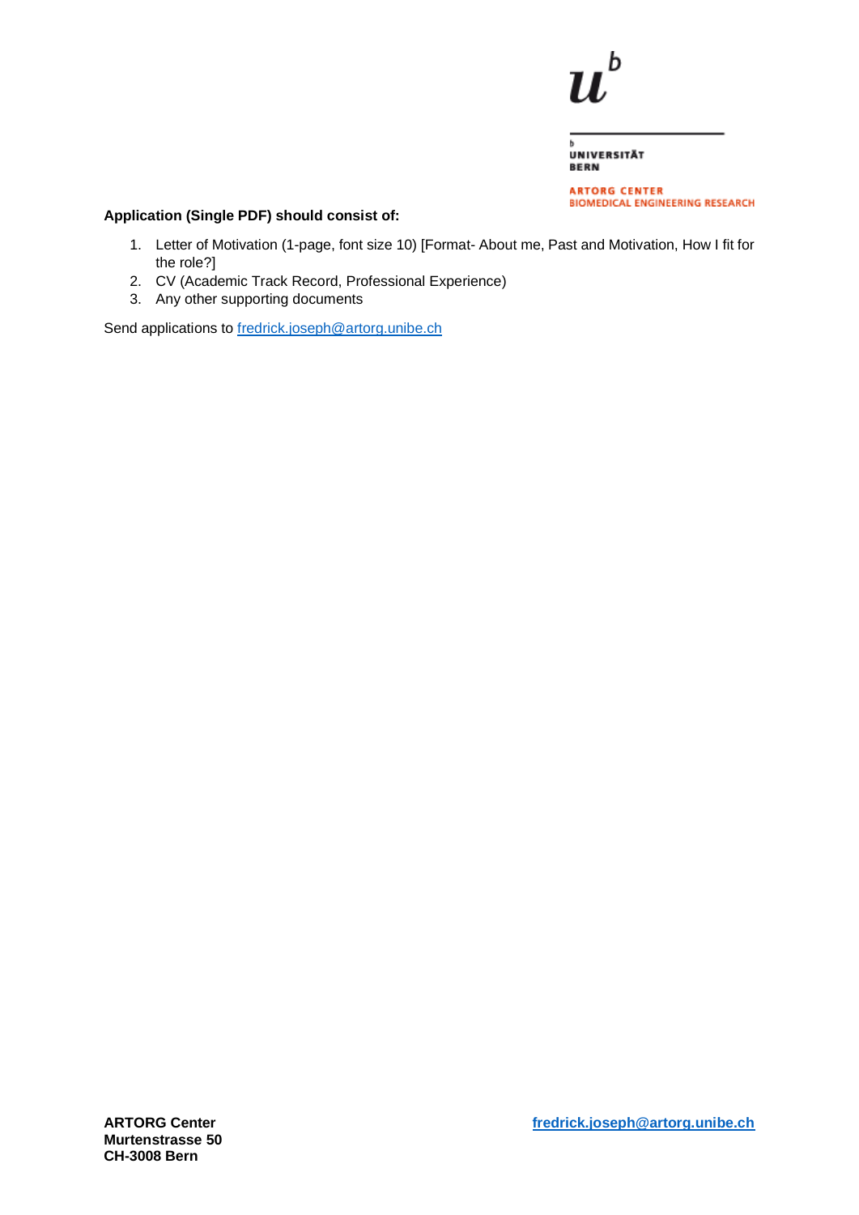**Application (Single PDF) should consist of:**

1. Letter of Motivation (1-page, font size 10) [Format- About me, Past and Motivation, How I fit for the role?]
2. CV (Academic Track Record, Professional Experience)
3. Any other supporting documents

Send applications to [fredrick.joseph@artorg.unibe.ch](mailto:fredrick.joseph@artorg.unibe.ch)